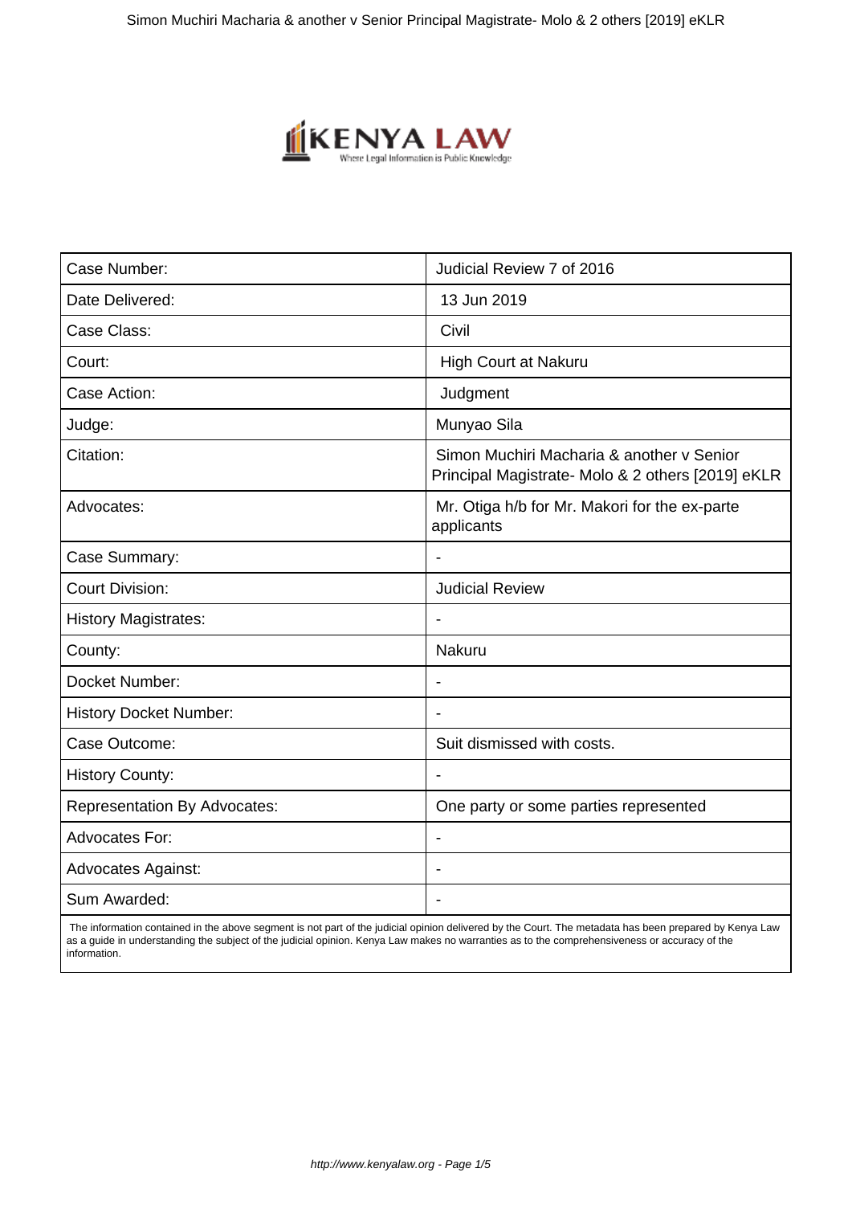| Case Number: | Judicial Review 7 of 2016 |
|---|---|
| Date Delivered: | 13 Jun 2019 |
| Case Class: | Civil |
| Court: | High Court at Nakuru |
| Case Action: | Judgment |
| Judge: | Munyao Sila |
| Citation: | Simon Muchiri Macharia & another v Senior Principal Magistrate- Molo & 2 others [2019] eKLR |
| Advocates: | Mr. Otiga h/b for Mr. Makori for the ex-parte applicants |
| Case Summary: | - |
| Court Division: | Judicial Review |
| History Magistrates: | - |
| County: | Nakuru |
| Docket Number: | - |
| History Docket Number: | - |
| Case Outcome: | Suit dismissed with costs. |
| History County: | - |
| Representation By Advocates: | One party or some parties represented |
| Advocates For: | - |
| Advocates Against: | - |
| Sum Awarded: | - |

The information contained in the above segment is not part of the judicial opinion delivered by the Court. The metadata has been prepared by Kenya Law as a guide in understanding the subject of the judicial opinion. Kenya Law makes no warranties as to the comprehensiveness or accuracy of the information.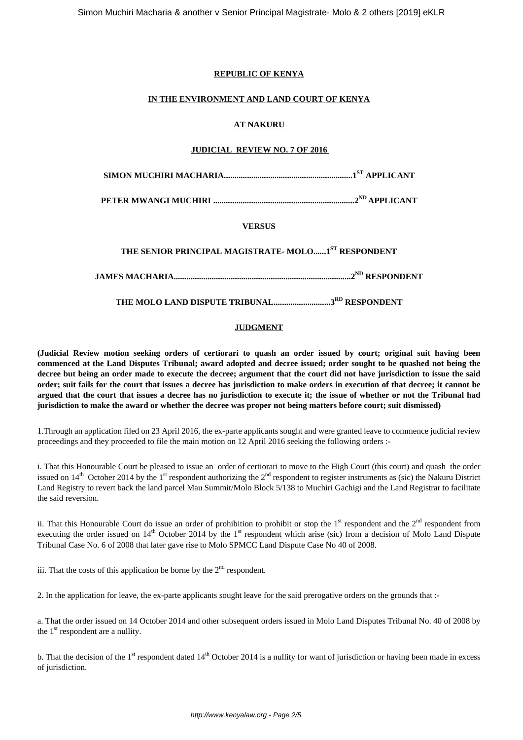**REPUBLIC OF KENYA**

**IN THE ENVIRONMENT AND LAND COURT OF KENYA**

**AT NAKURU**

**JUDICIAL REVIEW NO. 7 OF 2016**

**SIMON MUCHIRI MACHARIA.............................................................1ST APPLICANT**

**PETER MWANGI MUCHIRI ...................................................................2ND APPLICANT**

**VERSUS**

**THE SENIOR PRINCIPAL MAGISTRATE- MOLO......1ST RESPONDENT**

**JAMES MACHARIA...................................................................................2ND RESPONDENT**

**THE MOLO LAND DISPUTE TRIBUNAL...........................3RD RESPONDENT**

**JUDGMENT**

**(Judicial Review motion seeking orders of certiorari to quash an order issued by court; original suit having been commenced at the Land Disputes Tribunal; award adopted and decree issued; order sought to be quashed not being the decree but being an order made to execute the decree; argument that the court did not have jurisdiction to issue the said order; suit fails for the court that issues a decree has jurisdiction to make orders in execution of that decree; it cannot be argued that the court that issues a decree has no jurisdiction to execute it; the issue of whether or not the Tribunal had jurisdiction to make the award or whether the decree was proper not being matters before court; suit dismissed)**

1.Through an application filed on 23 April 2016, the ex-parte applicants sought and were granted leave to commence judicial review proceedings and they proceeded to file the main motion on 12 April 2016 seeking the following orders :-

i. That this Honourable Court be pleased to issue an order of certiorari to move to the High Court (this court) and quash the order issued on 14th October 2014 by the 1st respondent authorizing the 2nd respondent to register instruments as (sic) the Nakuru District Land Registry to revert back the land parcel Mau Summit/Molo Block 5/138 to Muchiri Gachigi and the Land Registrar to facilitate the said reversion.

ii. That this Honourable Court do issue an order of prohibition to prohibit or stop the 1st respondent and the 2nd respondent from executing the order issued on 14th October 2014 by the 1st respondent which arise (sic) from a decision of Molo Land Dispute Tribunal Case No. 6 of 2008 that later gave rise to Molo SPMCC Land Dispute Case No 40 of 2008.

iii. That the costs of this application be borne by the 2nd respondent.

2. In the application for leave, the ex-parte applicants sought leave for the said prerogative orders on the grounds that :-

a. That the order issued on 14 October 2014 and other subsequent orders issued in Molo Land Disputes Tribunal No. 40 of 2008 by the 1st respondent are a nullity.

b. That the decision of the 1st respondent dated 14th October 2014 is a nullity for want of jurisdiction or having been made in excess of jurisdiction.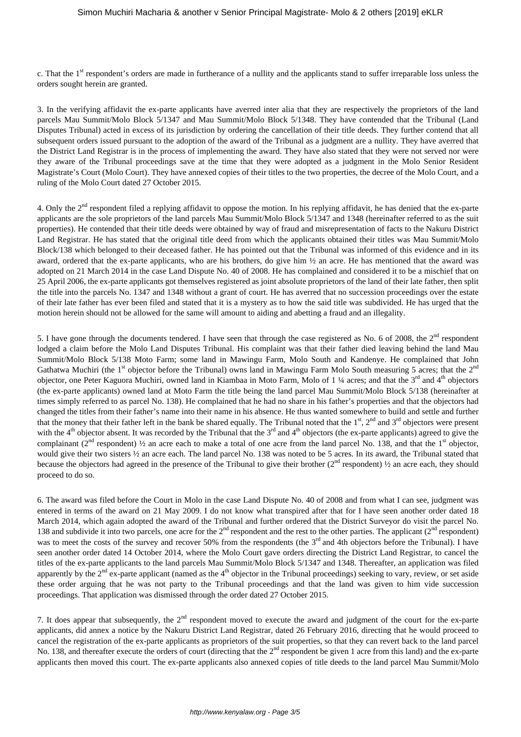c. That the 1st respondent's orders are made in furtherance of a nullity and the applicants stand to suffer irreparable loss unless the orders sought herein are granted.

3. In the verifying affidavit the ex-parte applicants have averred inter alia that they are respectively the proprietors of the land parcels Mau Summit/Molo Block 5/1347 and Mau Summit/Molo Block 5/1348. They have contended that the Tribunal (Land Disputes Tribunal) acted in excess of its jurisdiction by ordering the cancellation of their title deeds. They further contend that all subsequent orders issued pursuant to the adoption of the award of the Tribunal as a judgment are a nullity. They have averred that the District Land Registrar is in the process of implementing the award. They have also stated that they were not served nor were they aware of the Tribunal proceedings save at the time that they were adopted as a judgment in the Molo Senior Resident Magistrate's Court (Molo Court). They have annexed copies of their titles to the two properties, the decree of the Molo Court, and a ruling of the Molo Court dated 27 October 2015.

4. Only the 2nd respondent filed a replying affidavit to oppose the motion. In his replying affidavit, he has denied that the ex-parte applicants are the sole proprietors of the land parcels Mau Summit/Molo Block 5/1347 and 1348 (hereinafter referred to as the suit properties). He contended that their title deeds were obtained by way of fraud and misrepresentation of facts to the Nakuru District Land Registrar. He has stated that the original title deed from which the applicants obtained their titles was Mau Summit/Molo Block/138 which belonged to their deceased father. He has pointed out that the Tribunal was informed of this evidence and in its award, ordered that the ex-parte applicants, who are his brothers, do give him ½ an acre. He has mentioned that the award was adopted on 21 March 2014 in the case Land Dispute No. 40 of 2008. He has complained and considered it to be a mischief that on 25 April 2006, the ex-parte applicants got themselves registered as joint absolute proprietors of the land of their late father, then split the title into the parcels No. 1347 and 1348 without a grant of court. He has averred that no succession proceedings over the estate of their late father has ever been filed and stated that it is a mystery as to how the said title was subdivided. He has urged that the motion herein should not be allowed for the same will amount to aiding and abetting a fraud and an illegality.

5. I have gone through the documents tendered. I have seen that through the case registered as No. 6 of 2008, the 2nd respondent lodged a claim before the Molo Land Disputes Tribunal. His complaint was that their father died leaving behind the land Mau Summit/Molo Block 5/138 Moto Farm; some land in Mawingu Farm, Molo South and Kandenye. He complained that John Gathatwa Muchiri (the 1st objector before the Tribunal) owns land in Mawingu Farm Molo South measuring 5 acres; that the 2nd objector, one Peter Kaguora Muchiri, owned land in Kiambaa in Moto Farm, Molo of 1 ¼ acres; and that the 3rd and 4th objectors (the ex-parte applicants) owned land at Moto Farm the title being the land parcel Mau Summit/Molo Block 5/138 (hereinafter at times simply referred to as parcel No. 138). He complained that he had no share in his father's properties and that the objectors had changed the titles from their father's name into their name in his absence. He thus wanted somewhere to build and settle and further that the money that their father left in the bank be shared equally. The Tribunal noted that the 1st, 2nd and 3rd objectors were present with the 4th objector absent. It was recorded by the Tribunal that the 3rd and 4th objectors (the ex-parte applicants) agreed to give the complainant (2nd respondent) ½ an acre each to make a total of one acre from the land parcel No. 138, and that the 1st objector, would give their two sisters ½ an acre each. The land parcel No. 138 was noted to be 5 acres. In its award, the Tribunal stated that because the objectors had agreed in the presence of the Tribunal to give their brother (2nd respondent) ½ an acre each, they should proceed to do so.

6. The award was filed before the Court in Molo in the case Land Dispute No. 40 of 2008 and from what I can see, judgment was entered in terms of the award on 21 May 2009. I do not know what transpired after that for I have seen another order dated 18 March 2014, which again adopted the award of the Tribunal and further ordered that the District Surveyor do visit the parcel No. 138 and subdivide it into two parcels, one acre for the 2nd respondent and the rest to the other parties. The applicant (2nd respondent) was to meet the costs of the survey and recover 50% from the respondents (the 3rd and 4th objectors before the Tribunal). I have seen another order dated 14 October 2014, where the Molo Court gave orders directing the District Land Registrar, to cancel the titles of the ex-parte applicants to the land parcels Mau Summit/Molo Block 5/1347 and 1348. Thereafter, an application was filed apparently by the 2nd ex-parte applicant (named as the 4th objector in the Tribunal proceedings) seeking to vary, review, or set aside these order arguing that he was not party to the Tribunal proceedings and that the land was given to him vide succession proceedings. That application was dismissed through the order dated 27 October 2015.

7. It does appear that subsequently, the 2nd respondent moved to execute the award and judgment of the court for the ex-parte applicants, did annex a notice by the Nakuru District Land Registrar, dated 26 February 2016, directing that he would proceed to cancel the registration of the ex-parte applicants as proprietors of the suit properties, so that they can revert back to the land parcel No. 138, and thereafter execute the orders of court (directing that the 2nd respondent be given 1 acre from this land) and the ex-parte applicants then moved this court. The ex-parte applicants also annexed copies of title deeds to the land parcel Mau Summit/Molo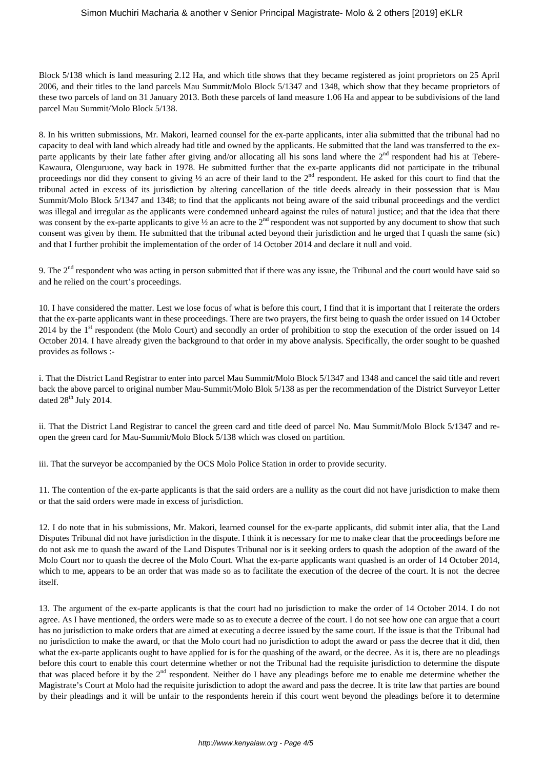Block 5/138 which is land measuring 2.12 Ha, and which title shows that they became registered as joint proprietors on 25 April 2006, and their titles to the land parcels Mau Summit/Molo Block 5/1347 and 1348, which show that they became proprietors of these two parcels of land on 31 January 2013. Both these parcels of land measure 1.06 Ha and appear to be subdivisions of the land parcel Mau Summit/Molo Block 5/138.

8. In his written submissions, Mr. Makori, learned counsel for the ex-parte applicants, inter alia submitted that the tribunal had no capacity to deal with land which already had title and owned by the applicants. He submitted that the land was transferred to the ex-parte applicants by their late father after giving and/or allocating all his sons land where the 2nd respondent had his at Tebere-Kawaura, Olenguruone, way back in 1978. He submitted further that the ex-parte applicants did not participate in the tribunal proceedings nor did they consent to giving ½ an acre of their land to the 2nd respondent. He asked for this court to find that the tribunal acted in excess of its jurisdiction by altering cancellation of the title deeds already in their possession that is Mau Summit/Molo Block 5/1347 and 1348; to find that the applicants not being aware of the said tribunal proceedings and the verdict was illegal and irregular as the applicants were condemned unheard against the rules of natural justice; and that the idea that there was consent by the ex-parte applicants to give ½ an acre to the 2nd respondent was not supported by any document to show that such consent was given by them. He submitted that the tribunal acted beyond their jurisdiction and he urged that I quash the same (sic) and that I further prohibit the implementation of the order of 14 October 2014 and declare it null and void.

9. The 2nd respondent who was acting in person submitted that if there was any issue, the Tribunal and the court would have said so and he relied on the court's proceedings.

10. I have considered the matter. Lest we lose focus of what is before this court, I find that it is important that I reiterate the orders that the ex-parte applicants want in these proceedings. There are two prayers, the first being to quash the order issued on 14 October 2014 by the 1st respondent (the Molo Court) and secondly an order of prohibition to stop the execution of the order issued on 14 October 2014. I have already given the background to that order in my above analysis. Specifically, the order sought to be quashed provides as follows :-

i. That the District Land Registrar to enter into parcel Mau Summit/Molo Block 5/1347 and 1348 and cancel the said title and revert back the above parcel to original number Mau-Summit/Molo Blok 5/138 as per the recommendation of the District Surveyor Letter dated 28th July 2014.

ii. That the District Land Registrar to cancel the green card and title deed of parcel No. Mau Summit/Molo Block 5/1347 and re-open the green card for Mau-Summit/Molo Block 5/138 which was closed on partition.

iii. That the surveyor be accompanied by the OCS Molo Police Station in order to provide security.

11. The contention of the ex-parte applicants is that the said orders are a nullity as the court did not have jurisdiction to make them or that the said orders were made in excess of jurisdiction.

12. I do note that in his submissions, Mr. Makori, learned counsel for the ex-parte applicants, did submit inter alia, that the Land Disputes Tribunal did not have jurisdiction in the dispute. I think it is necessary for me to make clear that the proceedings before me do not ask me to quash the award of the Land Disputes Tribunal nor is it seeking orders to quash the adoption of the award of the Molo Court nor to quash the decree of the Molo Court. What the ex-parte applicants want quashed is an order of 14 October 2014, which to me, appears to be an order that was made so as to facilitate the execution of the decree of the court. It is not the decree itself.

13. The argument of the ex-parte applicants is that the court had no jurisdiction to make the order of 14 October 2014. I do not agree. As I have mentioned, the orders were made so as to execute a decree of the court. I do not see how one can argue that a court has no jurisdiction to make orders that are aimed at executing a decree issued by the same court. If the issue is that the Tribunal had no jurisdiction to make the award, or that the Molo court had no jurisdiction to adopt the award or pass the decree that it did, then what the ex-parte applicants ought to have applied for is for the quashing of the award, or the decree. As it is, there are no pleadings before this court to enable this court determine whether or not the Tribunal had the requisite jurisdiction to determine the dispute that was placed before it by the 2nd respondent. Neither do I have any pleadings before me to enable me determine whether the Magistrate's Court at Molo had the requisite jurisdiction to adopt the award and pass the decree. It is trite law that parties are bound by their pleadings and it will be unfair to the respondents herein if this court went beyond the pleadings before it to determine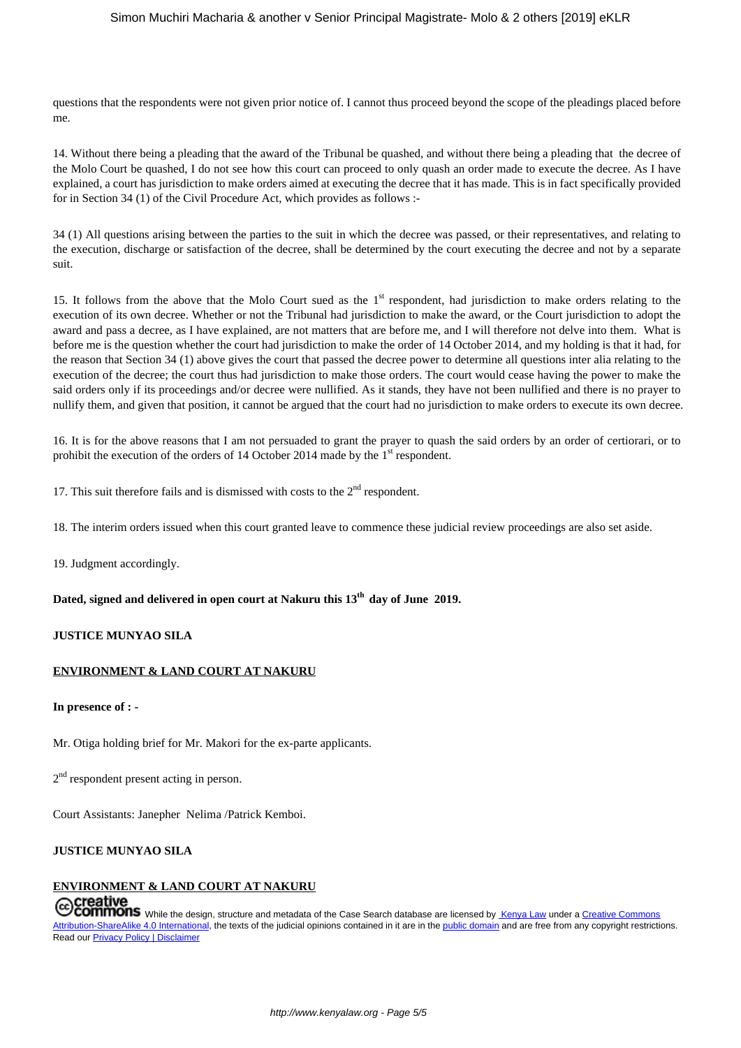questions that the respondents were not given prior notice of. I cannot thus proceed beyond the scope of the pleadings placed before me.

14. Without there being a pleading that the award of the Tribunal be quashed, and without there being a pleading that the decree of the Molo Court be quashed, I do not see how this court can proceed to only quash an order made to execute the decree. As I have explained, a court has jurisdiction to make orders aimed at executing the decree that it has made. This is in fact specifically provided for in Section 34 (1) of the Civil Procedure Act, which provides as follows :-

34 (1) All questions arising between the parties to the suit in which the decree was passed, or their representatives, and relating to the execution, discharge or satisfaction of the decree, shall be determined by the court executing the decree and not by a separate suit.

15. It follows from the above that the Molo Court sued as the 1st respondent, had jurisdiction to make orders relating to the execution of its own decree. Whether or not the Tribunal had jurisdiction to make the award, or the Court jurisdiction to adopt the award and pass a decree, as I have explained, are not matters that are before me, and I will therefore not delve into them. What is before me is the question whether the court had jurisdiction to make the order of 14 October 2014, and my holding is that it had, for the reason that Section 34 (1) above gives the court that passed the decree power to determine all questions inter alia relating to the execution of the decree; the court thus had jurisdiction to make those orders. The court would cease having the power to make the said orders only if its proceedings and/or decree were nullified. As it stands, they have not been nullified and there is no prayer to nullify them, and given that position, it cannot be argued that the court had no jurisdiction to make orders to execute its own decree.

16. It is for the above reasons that I am not persuaded to grant the prayer to quash the said orders by an order of certiorari, or to prohibit the execution of the orders of 14 October 2014 made by the 1st respondent.

17. This suit therefore fails and is dismissed with costs to the 2nd respondent.

18. The interim orders issued when this court granted leave to commence these judicial review proceedings are also set aside.

19. Judgment accordingly.

**Dated, signed and delivered in open court at Nakuru this 13th day of June 2019.**

**JUSTICE MUNYAO SILA**

**ENVIRONMENT & LAND COURT AT NAKURU**

**In presence of : -**

Mr. Otiga holding brief for Mr. Makori for the ex-parte applicants.

2nd respondent present acting in person.

Court Assistants: Janepher Nelima /Patrick Kemboi.

**JUSTICE MUNYAO SILA**

**ENVIRONMENT & LAND COURT AT NAKURU**

While the design, structure and metadata of the Case Search database are licensed by Kenya Law under a Creative Commons Attribution-ShareAlike 4.0 International, the texts of the judicial opinions contained in it are in the public domain and are free from any copyright restrictions. Read our Privacy Policy | Disclaimer